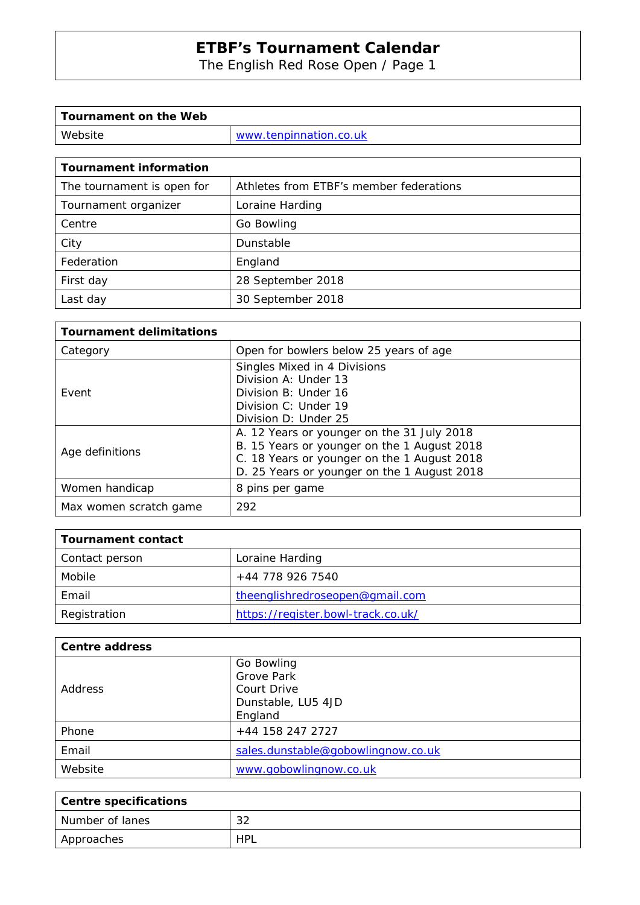# ETBF's Tournament Calendar

The English Red Rose Open / Page 1

| Tournament on the Web | |
|---|---|
| Website | www.tenpinnation.co.uk |

| Tournament information | |
|---|---|
| The tournament is open for | Athletes from ETBF's member federations |
| Tournament organizer | Loraine Harding |
| Centre | Go Bowling |
| City | Dunstable |
| Federation | England |
| First day | 28 September 2018 |
| Last day | 30 September 2018 |

| Tournament delimitations | |
|---|---|
| Category | Open for bowlers below 25 years of age |
| Event | Singles Mixed in 4 Divisions<br>Division A: Under 13<br>Division B: Under 16<br>Division C: Under 19<br>Division D: Under 25 |
| Age definitions | A. 12 Years or younger on the 31 July 2018<br>B. 15 Years or younger on the 1 August 2018<br>C. 18 Years or younger on the 1 August 2018<br>D. 25 Years or younger on the 1 August 2018 |
| Women handicap | 8 pins per game |
| Max women scratch game | 292 |

| Tournament contact | |
|---|---|
| Contact person | Loraine Harding |
| Mobile | +44 778 926 7540 |
| Email | theenglishredroseopen@gmail.com |
| Registration | https://register.bowl-track.co.uk/ |

| Centre address | |
|---|---|
| Address | Go Bowling<br>Grove Park<br>Court Drive<br>Dunstable, LU5 4JD<br>England |
| Phone | +44 158 247 2727 |
| Email | sales.dunstable@gobowlingnow.co.uk |
| Website | www.gobowlingnow.co.uk |

| Centre specifications | |
|---|---|
| Number of lanes | 32 |
| Approaches | HPL |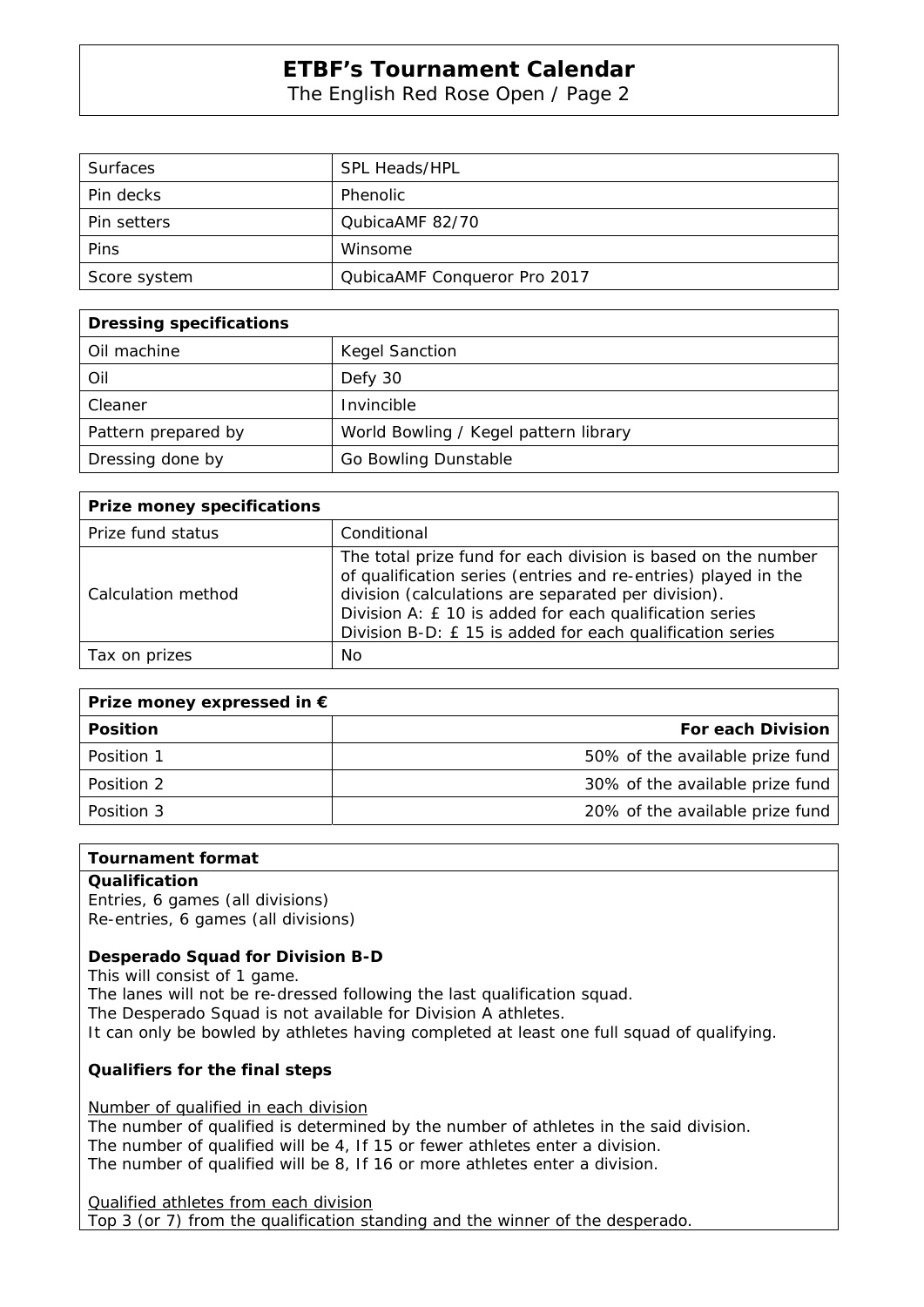| Surfaces | SPL Heads/HPL |
| --- | --- |
| Pin decks | Phenolic |
| Pin setters | QubicaAMF 82/70 |
| Pins | Winsome |
| Score system | QubicaAMF Conqueror Pro 2017 |

| **Dressing specifications** | |
| --- | --- |
| Oil machine | Kegel Sanction |
| Oil | Defy 30 |
| Cleaner | Invincible |
| Pattern prepared by | World Bowling / Kegel pattern library |
| Dressing done by | Go Bowling Dunstable |

| **Prize money specifications** | |
| --- | --- |
| Prize fund status | Conditional |
| Calculation method | The total prize fund for each division is based on the number of qualification series (entries and re-entries) played in the division (calculations are separated per division).<br>Division A: £ 10 is added for each qualification series<br>Division B-D: £ 15 is added for each qualification series |
| Tax on prizes | No |

| **Prize money expressed in €** | |
| --- | --- |
| **Position** | **For each Division** |
| Position 1 | 50% of the available prize fund |
| Position 2 | 30% of the available prize fund |
| Position 3 | 20% of the available prize fund |

## Tournament format

**Qualification**

Entries, 6 games (all divisions)
Re-entries, 6 games (all divisions)

**Desperado Squad for Division B-D**

This will consist of 1 game.
The lanes will not be re-dressed following the last qualification squad.
The Desperado Squad is not available for Division A athletes.
It can only be bowled by athletes having completed at least one full squad of qualifying.

**Qualifiers for the final steps**

Number of qualified in each division

The number of qualified is determined by the number of athletes in the said division.
The number of qualified will be 4, If 15 or fewer athletes enter a division.
The number of qualified will be 8, If 16 or more athletes enter a division.

Qualified athletes from each division

Top 3 (or 7) from the qualification standing and the winner of the desperado.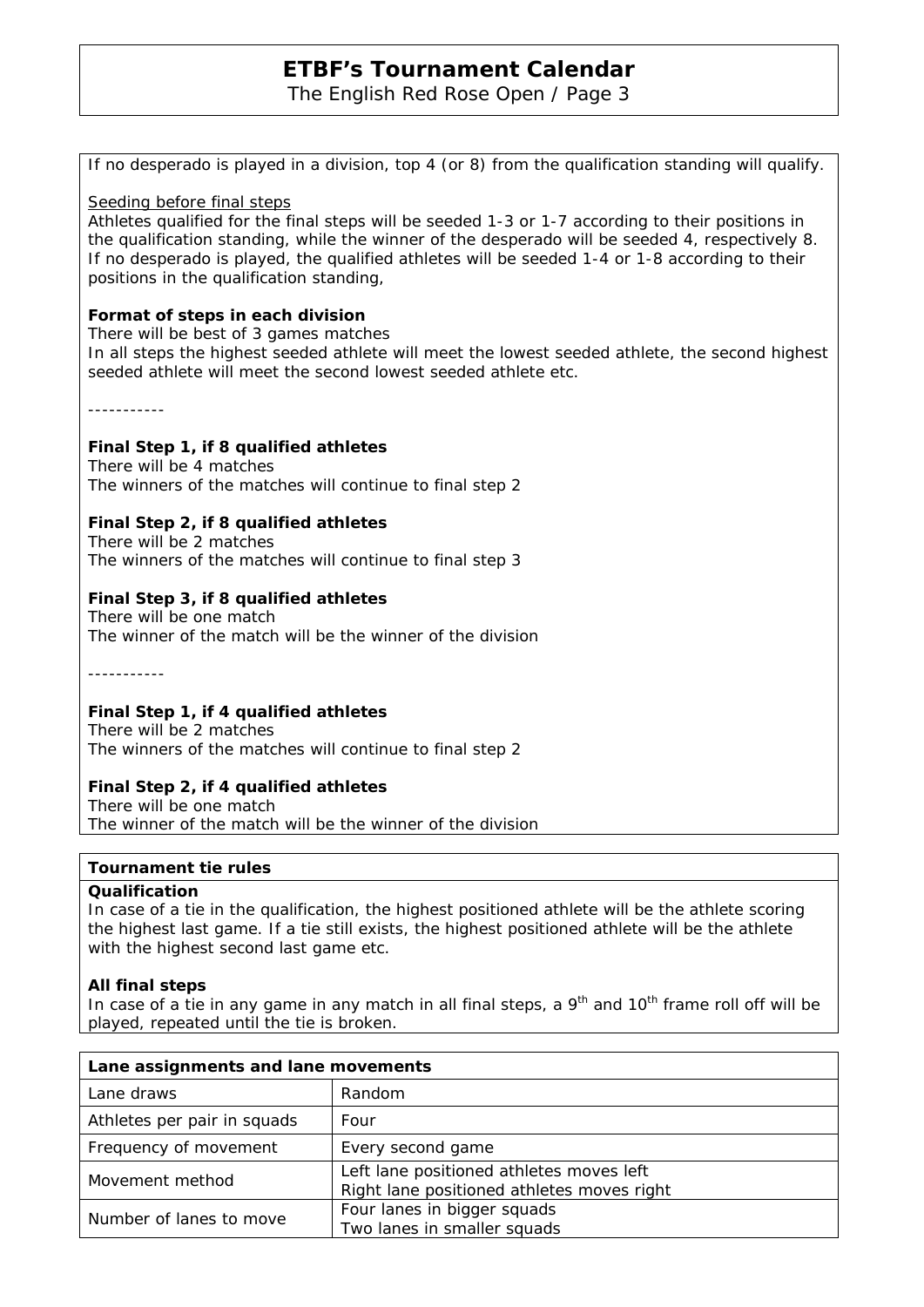If no desperado is played in a division, top 4 (or 8) from the qualification standing will qualify.

Seeding before final steps

Athletes qualified for the final steps will be seeded 1-3 or 1-7 according to their positions in the qualification standing, while the winner of the desperado will be seeded 4, respectively 8. If no desperado is played, the qualified athletes will be seeded 1-4 or 1-8 according to their positions in the qualification standing,

**Format of steps in each division**

There will be best of 3 games matches

In all steps the highest seeded athlete will meet the lowest seeded athlete, the second highest seeded athlete will meet the second lowest seeded athlete etc.

-----------

**Final Step 1, if 8 qualified athletes**

There will be 4 matches

The winners of the matches will continue to final step 2

**Final Step 2, if 8 qualified athletes**

There will be 2 matches

The winners of the matches will continue to final step 3

**Final Step 3, if 8 qualified athletes**

There will be one match

The winner of the match will be the winner of the division

-----------

**Final Step 1, if 4 qualified athletes**

There will be 2 matches

The winners of the matches will continue to final step 2

**Final Step 2, if 4 qualified athletes**

There will be one match

The winner of the match will be the winner of the division

**Tournament tie rules**

**Qualification**

In case of a tie in the qualification, the highest positioned athlete will be the athlete scoring the highest last game. If a tie still exists, the highest positioned athlete will be the athlete with the highest second last game etc.

**All final steps**

In case of a tie in any game in any match in all final steps, a 9th and 10th frame roll off will be played, repeated until the tie is broken.

| **Lane assignments and lane movements** | |
|---|---|
| Lane draws | Random |
| Athletes per pair in squads | Four |
| Frequency of movement | Every second game |
| Movement method | Left lane positioned athletes moves left<br>Right lane positioned athletes moves right |
| Number of lanes to move | Four lanes in bigger squads<br>Two lanes in smaller squads |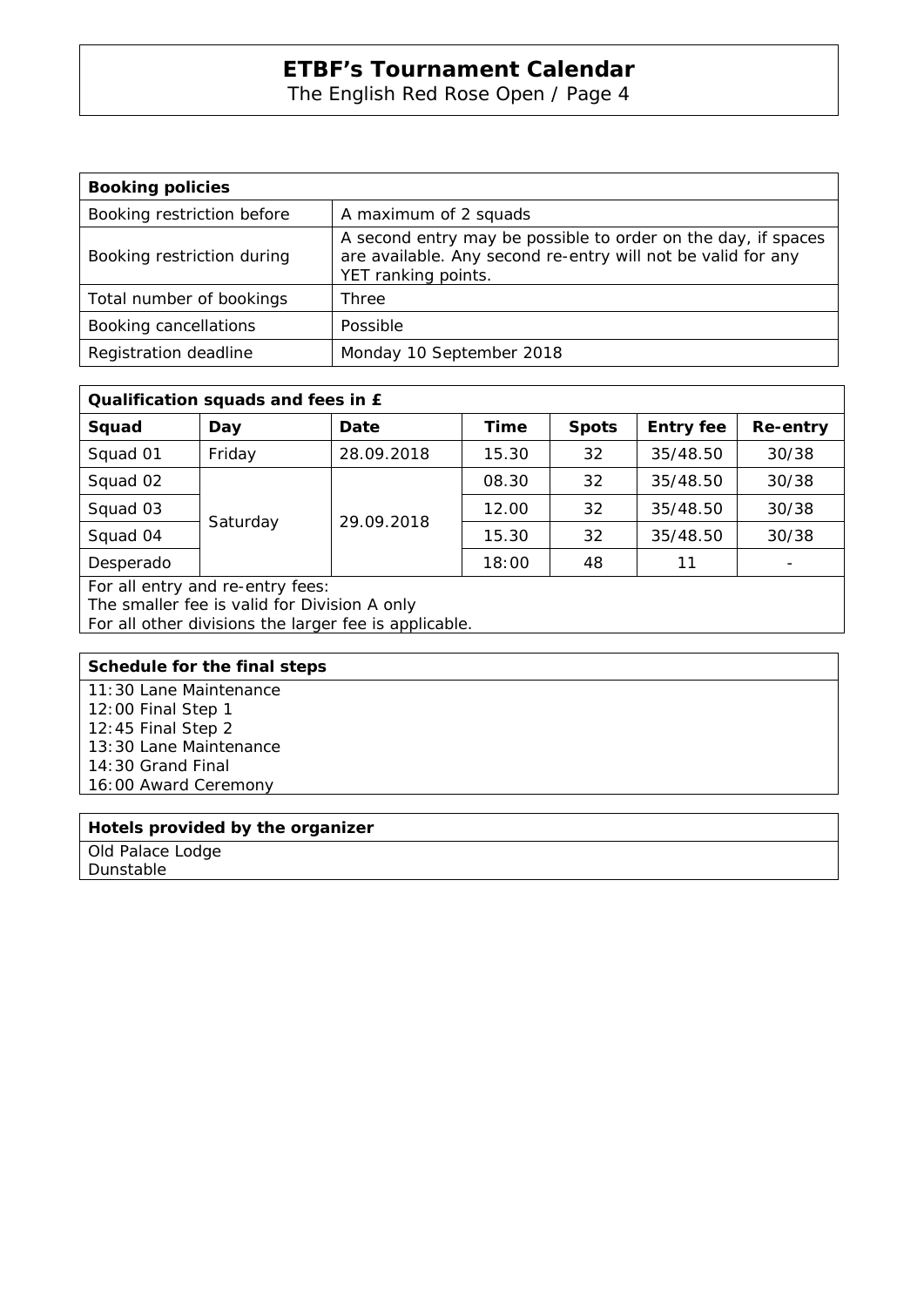# ETBF's Tournament Calendar

The English Red Rose Open / Page 4

| Booking policies | |
|---|---|
| Booking restriction before | A maximum of 2 squads |
| Booking restriction during | A second entry may be possible to order on the day, if spaces are available. Any second re-entry will not be valid for any YET ranking points. |
| Total number of bookings | Three |
| Booking cancellations | Possible |
| Registration deadline | Monday 10 September 2018 |

**Qualification squads and fees in £**

| Squad | Day | Date | Time | Spots | Entry fee | Re-entry |
|---|---|---|---|---|---|---|
| Squad 01 | Friday | 28.09.2018 | 15.30 | 32 | 35/48.50 | 30/38 |
| Squad 02 | Saturday | 29.09.2018 | 08.30 | 32 | 35/48.50 | 30/38 |
| Squad 03 | | | 12.00 | 32 | 35/48.50 | 30/38 |
| Squad 04 | | | 15.30 | 32 | 35/48.50 | 30/38 |
| Desperado | | | 18:00 | 48 | 11 | - |

For all entry and re-entry fees:
The smaller fee is valid for Division A only
For all other divisions the larger fee is applicable.

**Schedule for the final steps**

11:30 Lane Maintenance
12:00 Final Step 1
12:45 Final Step 2
13:30 Lane Maintenance
14:30 Grand Final
16:00 Award Ceremony

**Hotels provided by the organizer**

Old Palace Lodge
Dunstable